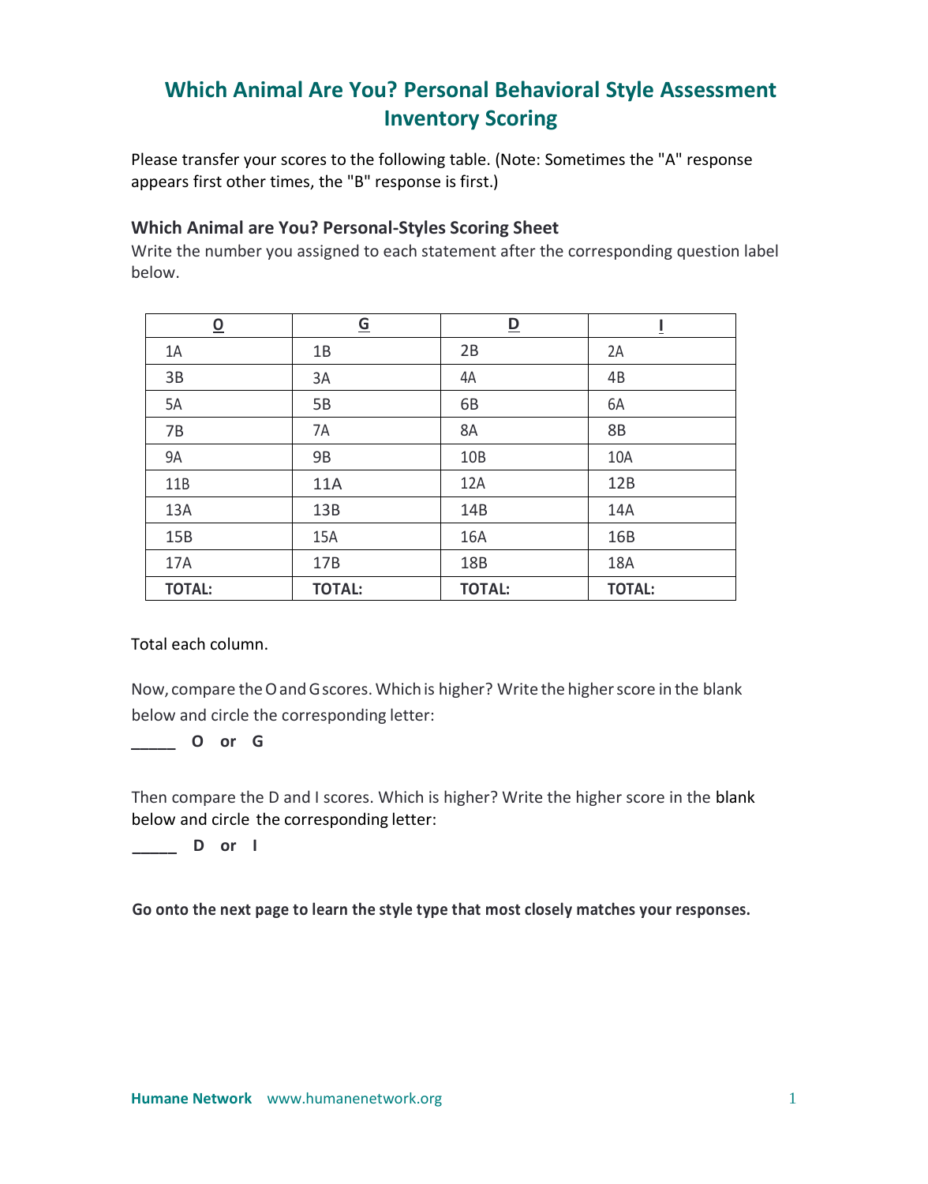# Which Animal Are You? Personal Behavioral Style Assessment Inventory Scoring

Please transfer your scores to the following table. (Note: Sometimes the "A" response appears first other times, the "B" response is first.)

### Which Animal are You? Personal-Styles Scoring Sheet

Write the number you assigned to each statement after the corresponding question label below.

| O | G | D | I |
|---|---|---|---|
| 1A | 1B | 2B | 2A |
| 3B | 3A | 4A | 4B |
| 5A | 5B | 6B | 6A |
| 7B | 7A | 8A | 8B |
| 9A | 9B | 10B | 10A |
| 11B | 11A | 12A | 12B |
| 13A | 13B | 14B | 14A |
| 15B | 15A | 16A | 16B |
| 17A | 17B | 18B | 18A |
| **TOTAL:** | **TOTAL:** | **TOTAL:** | **TOTAL:** |

Total each column.

Now, compare the O and G scores. Which is higher? Write the higher score in the blank below and circle the corresponding letter:

**_____ O or G**

Then compare the D and I scores. Which is higher? Write the higher score in the blank below and circle the corresponding letter:

**_____ D or I**

**Go onto the next page to learn the style type that most closely matches your responses.**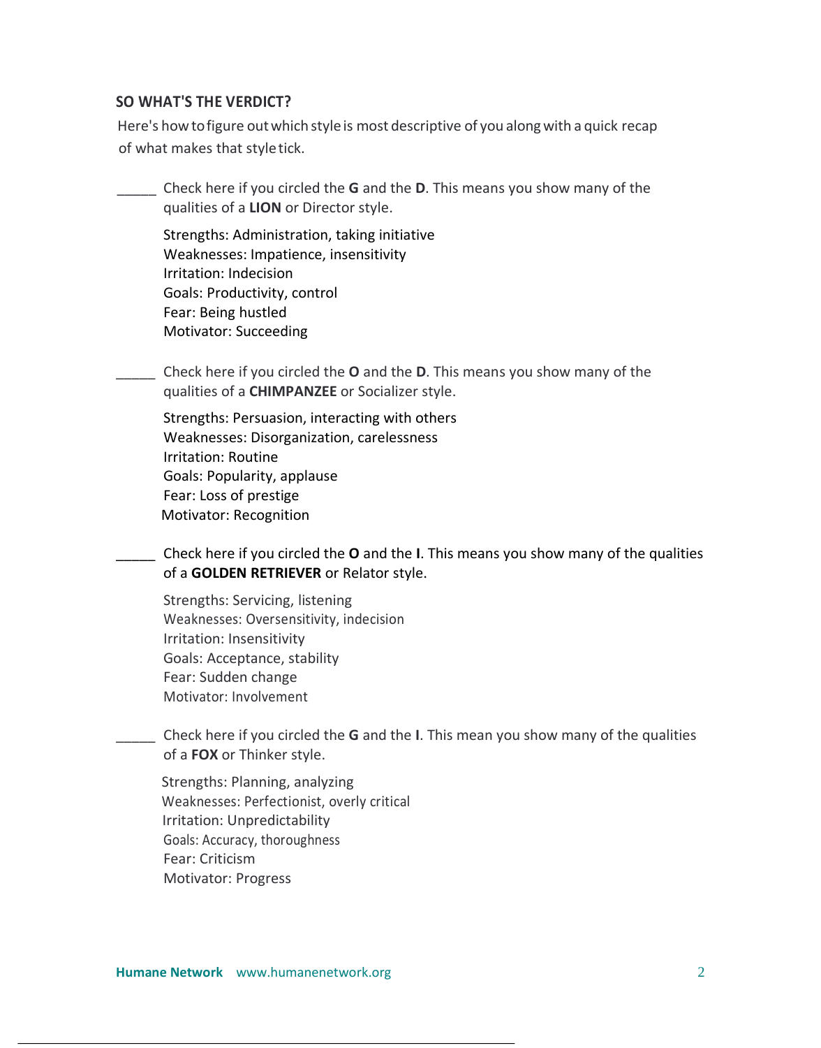## SO WHAT'S THE VERDICT?

Here's how to figure out which style is most descriptive of you along with a quick recap of what makes that style tick.

_____ Check here if you circled the **G** and the **D**. This means you show many of the qualities of a **LION** or Director style.

Strengths: Administration, taking initiative
Weaknesses: Impatience, insensitivity
Irritation: Indecision
Goals: Productivity, control
Fear: Being hustled
Motivator: Succeeding

_____ Check here if you circled the **O** and the **D**. This means you show many of the qualities of a **CHIMPANZEE** or Socializer style.

Strengths: Persuasion, interacting with others
Weaknesses: Disorganization, carelessness
Irritation: Routine
Goals: Popularity, applause
Fear: Loss of prestige
Motivator: Recognition

_____ Check here if you circled the **O** and the **I**. This means you show many of the qualities of a **GOLDEN RETRIEVER** or Relator style.

Strengths: Servicing, listening
Weaknesses: Oversensitivity, indecision
Irritation: Insensitivity
Goals: Acceptance, stability
Fear: Sudden change
Motivator: Involvement

_____ Check here if you circled the **G** and the **I**. This mean you show many of the qualities of a **FOX** or Thinker style.

Strengths: Planning, analyzing
Weaknesses: Perfectionist, overly critical
Irritation: Unpredictability
Goals: Accuracy, thoroughness
Fear: Criticism
Motivator: Progress